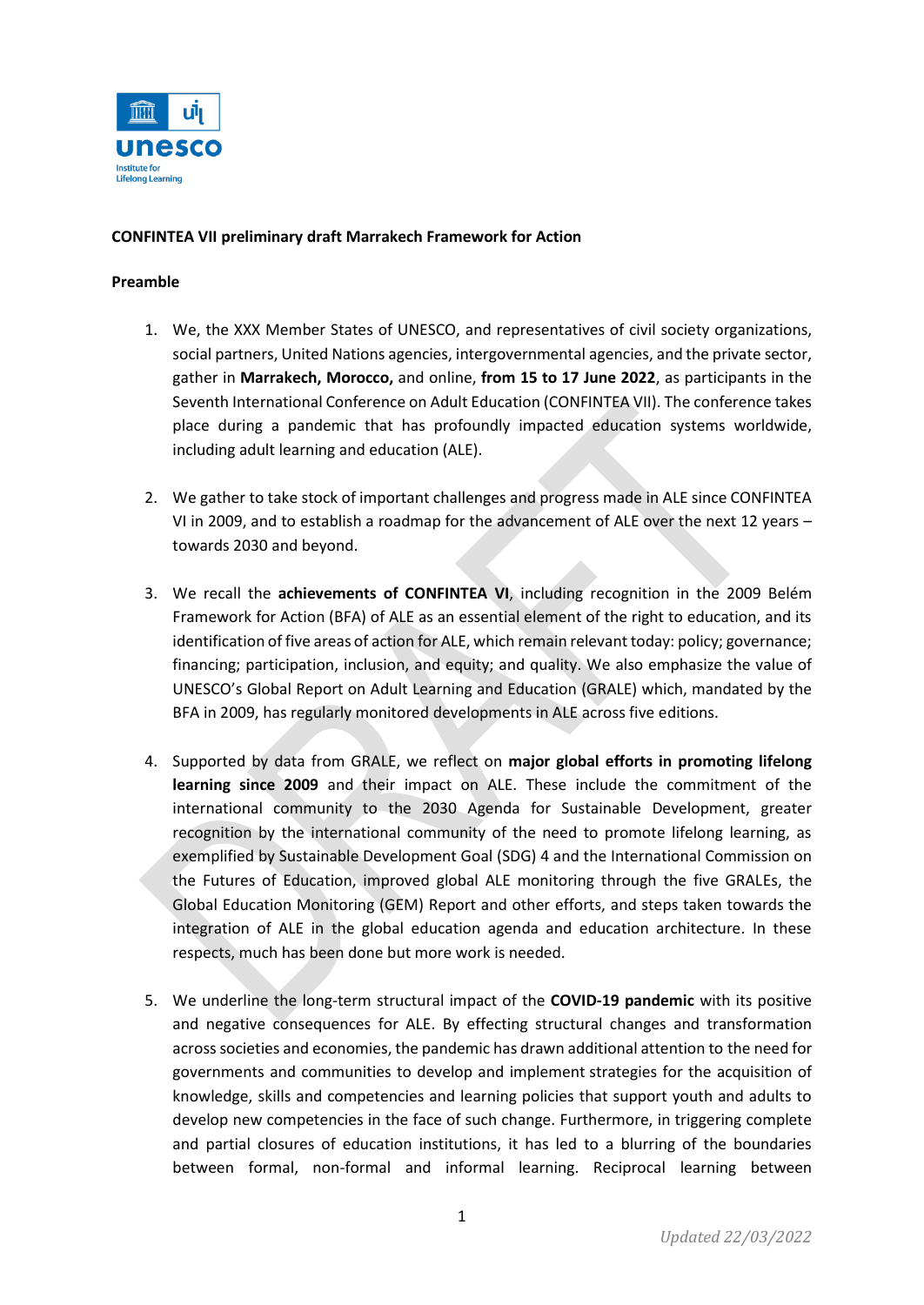**CONFINTEA VII preliminary draft Marrakech Framework for Action**

**Preamble**

1. We, the XXX Member States of UNESCO, and representatives of civil society organizations, social partners, United Nations agencies, intergovernmental agencies, and the private sector, gather in **Marrakech, Morocco,** and online, **from 15 to 17 June 2022**, as participants in the Seventh International Conference on Adult Education (CONFINTEA VII). The conference takes place during a pandemic that has profoundly impacted education systems worldwide, including adult learning and education (ALE).

2. We gather to take stock of important challenges and progress made in ALE since CONFINTEA VI in 2009, and to establish a roadmap for the advancement of ALE over the next 12 years – towards 2030 and beyond.

3. We recall the **achievements of CONFINTEA VI**, including recognition in the 2009 Belém Framework for Action (BFA) of ALE as an essential element of the right to education, and its identification of five areas of action for ALE, which remain relevant today: policy; governance; financing; participation, inclusion, and equity; and quality. We also emphasize the value of UNESCO's Global Report on Adult Learning and Education (GRALE) which, mandated by the BFA in 2009, has regularly monitored developments in ALE across five editions.

4. Supported by data from GRALE, we reflect on **major global efforts in promoting lifelong learning since 2009** and their impact on ALE. These include the commitment of the international community to the 2030 Agenda for Sustainable Development, greater recognition by the international community of the need to promote lifelong learning, as exemplified by Sustainable Development Goal (SDG) 4 and the International Commission on the Futures of Education, improved global ALE monitoring through the five GRALEs, the Global Education Monitoring (GEM) Report and other efforts, and steps taken towards the integration of ALE in the global education agenda and education architecture. In these respects, much has been done but more work is needed.

5. We underline the long-term structural impact of the **COVID-19 pandemic** with its positive and negative consequences for ALE. By effecting structural changes and transformation across societies and economies, the pandemic has drawn additional attention to the need for governments and communities to develop and implement strategies for the acquisition of knowledge, skills and competencies and learning policies that support youth and adults to develop new competencies in the face of such change. Furthermore, in triggering complete and partial closures of education institutions, it has led to a blurring of the boundaries between formal, non-formal and informal learning. Reciprocal learning between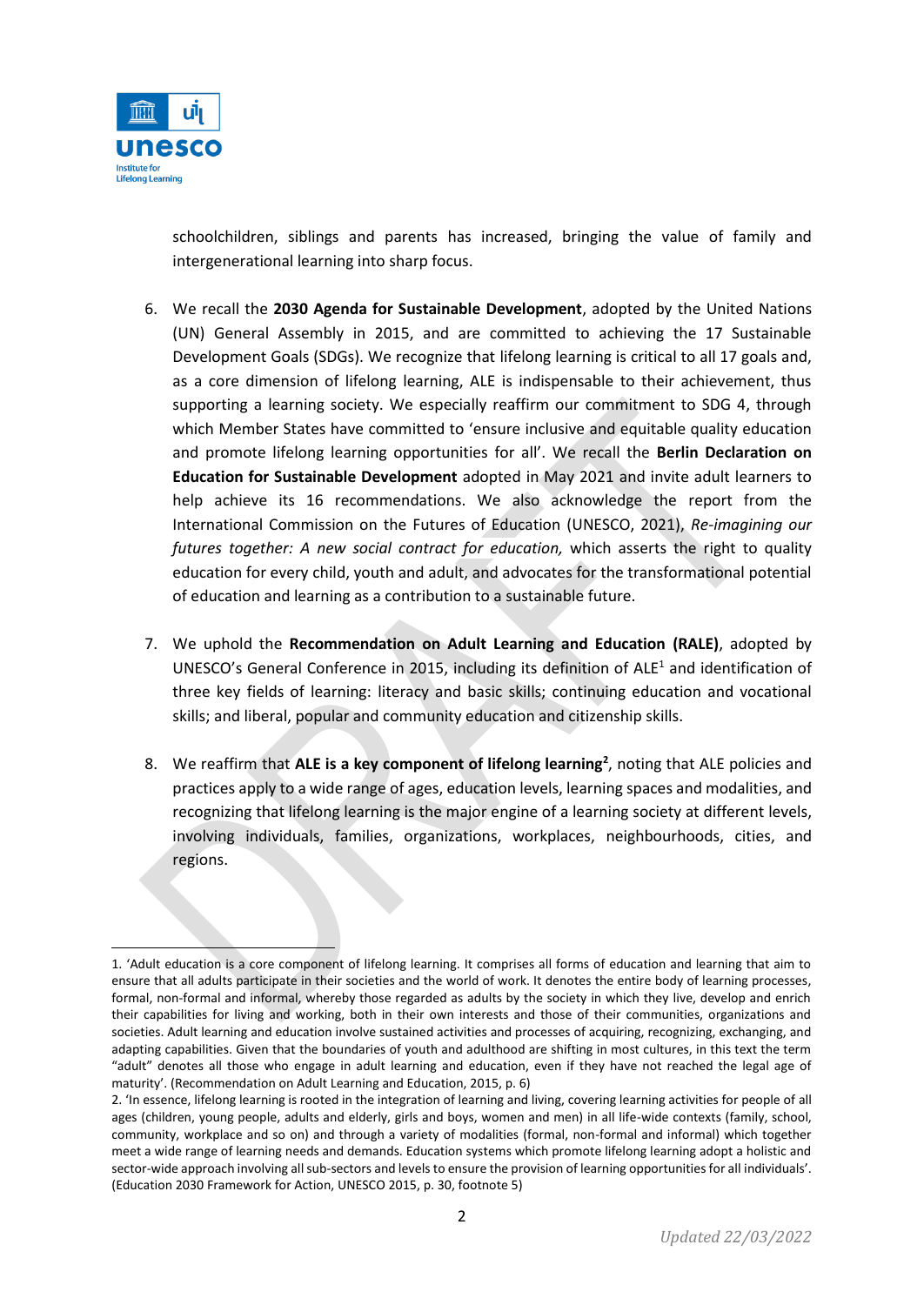schoolchildren, siblings and parents has increased, bringing the value of family and intergenerational learning into sharp focus.

6. We recall the **2030 Agenda for Sustainable Development**, adopted by the United Nations (UN) General Assembly in 2015, and are committed to achieving the 17 Sustainable Development Goals (SDGs). We recognize that lifelong learning is critical to all 17 goals and, as a core dimension of lifelong learning, ALE is indispensable to their achievement, thus supporting a learning society. We especially reaffirm our commitment to SDG 4, through which Member States have committed to 'ensure inclusive and equitable quality education and promote lifelong learning opportunities for all'. We recall the **Berlin Declaration on Education for Sustainable Development** adopted in May 2021 and invite adult learners to help achieve its 16 recommendations. We also acknowledge the report from the International Commission on the Futures of Education (UNESCO, 2021), *Re-imagining our futures together: A new social contract for education,* which asserts the right to quality education for every child, youth and adult, and advocates for the transformational potential of education and learning as a contribution to a sustainable future.

7. We uphold the **Recommendation on Adult Learning and Education (RALE)**, adopted by UNESCO's General Conference in 2015, including its definition of ALE[1] and identification of three key fields of learning: literacy and basic skills; continuing education and vocational skills; and liberal, popular and community education and citizenship skills.

8. We reaffirm that **ALE is a key component of lifelong learning[2]**, noting that ALE policies and practices apply to a wide range of ages, education levels, learning spaces and modalities, and recognizing that lifelong learning is the major engine of a learning society at different levels, involving individuals, families, organizations, workplaces, neighbourhoods, cities, and regions.

---

1. 'Adult education is a core component of lifelong learning. It comprises all forms of education and learning that aim to ensure that all adults participate in their societies and the world of work. It denotes the entire body of learning processes, formal, non-formal and informal, whereby those regarded as adults by the society in which they live, develop and enrich their capabilities for living and working, both in their own interests and those of their communities, organizations and societies. Adult learning and education involve sustained activities and processes of acquiring, recognizing, exchanging, and adapting capabilities. Given that the boundaries of youth and adulthood are shifting in most cultures, in this text the term "adult" denotes all those who engage in adult learning and education, even if they have not reached the legal age of maturity'. (Recommendation on Adult Learning and Education, 2015, p. 6)

2. 'In essence, lifelong learning is rooted in the integration of learning and living, covering learning activities for people of all ages (children, young people, adults and elderly, girls and boys, women and men) in all life-wide contexts (family, school, community, workplace and so on) and through a variety of modalities (formal, non-formal and informal) which together meet a wide range of learning needs and demands. Education systems which promote lifelong learning adopt a holistic and sector-wide approach involving all sub-sectors and levels to ensure the provision of learning opportunities for all individuals'. (Education 2030 Framework for Action, UNESCO 2015, p. 30, footnote 5)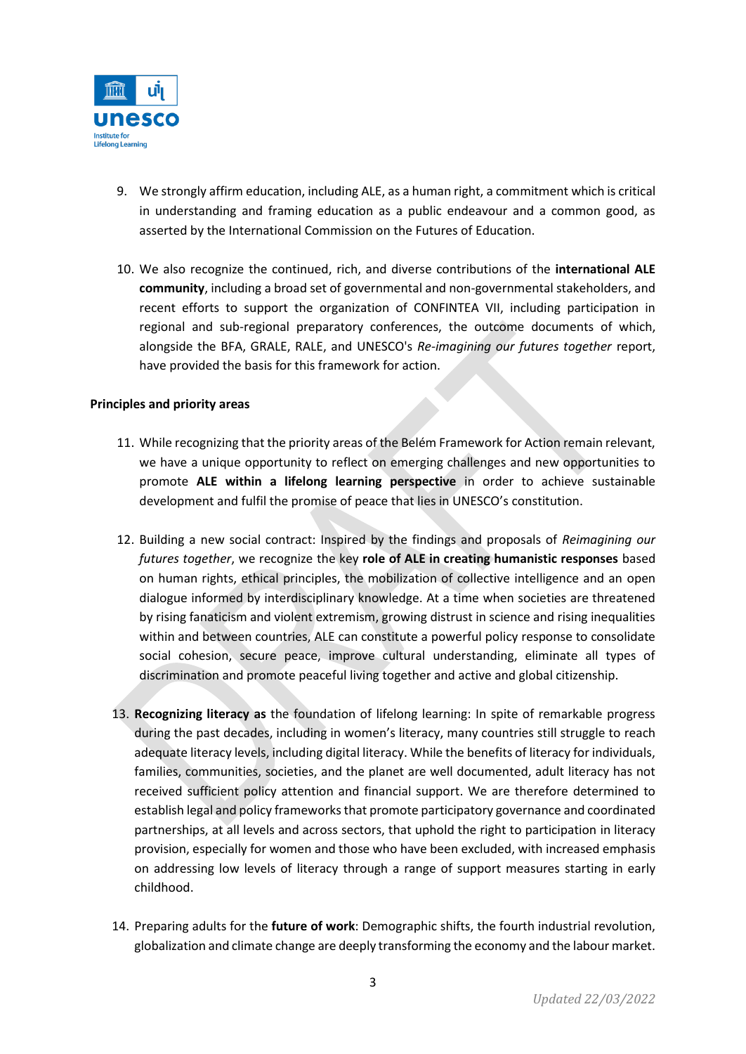9. We strongly affirm education, including ALE, as a human right, a commitment which is critical in understanding and framing education as a public endeavour and a common good, as asserted by the International Commission on the Futures of Education.

10. We also recognize the continued, rich, and diverse contributions of the **international ALE community**, including a broad set of governmental and non-governmental stakeholders, and recent efforts to support the organization of CONFINTEA VII, including participation in regional and sub-regional preparatory conferences, the outcome documents of which, alongside the BFA, GRALE, RALE, and UNESCO's *Re-imagining our futures together* report, have provided the basis for this framework for action.

**Principles and priority areas**

11. While recognizing that the priority areas of the Belém Framework for Action remain relevant, we have a unique opportunity to reflect on emerging challenges and new opportunities to promote **ALE within a lifelong learning perspective** in order to achieve sustainable development and fulfil the promise of peace that lies in UNESCO's constitution.

12. Building a new social contract: Inspired by the findings and proposals of *Reimagining our futures together*, we recognize the key **role of ALE in creating humanistic responses** based on human rights, ethical principles, the mobilization of collective intelligence and an open dialogue informed by interdisciplinary knowledge. At a time when societies are threatened by rising fanaticism and violent extremism, growing distrust in science and rising inequalities within and between countries, ALE can constitute a powerful policy response to consolidate social cohesion, secure peace, improve cultural understanding, eliminate all types of discrimination and promote peaceful living together and active and global citizenship.

13. **Recognizing literacy as** the foundation of lifelong learning: In spite of remarkable progress during the past decades, including in women's literacy, many countries still struggle to reach adequate literacy levels, including digital literacy. While the benefits of literacy for individuals, families, communities, societies, and the planet are well documented, adult literacy has not received sufficient policy attention and financial support. We are therefore determined to establish legal and policy frameworks that promote participatory governance and coordinated partnerships, at all levels and across sectors, that uphold the right to participation in literacy provision, especially for women and those who have been excluded, with increased emphasis on addressing low levels of literacy through a range of support measures starting in early childhood.

14. Preparing adults for the **future of work**: Demographic shifts, the fourth industrial revolution, globalization and climate change are deeply transforming the economy and the labour market.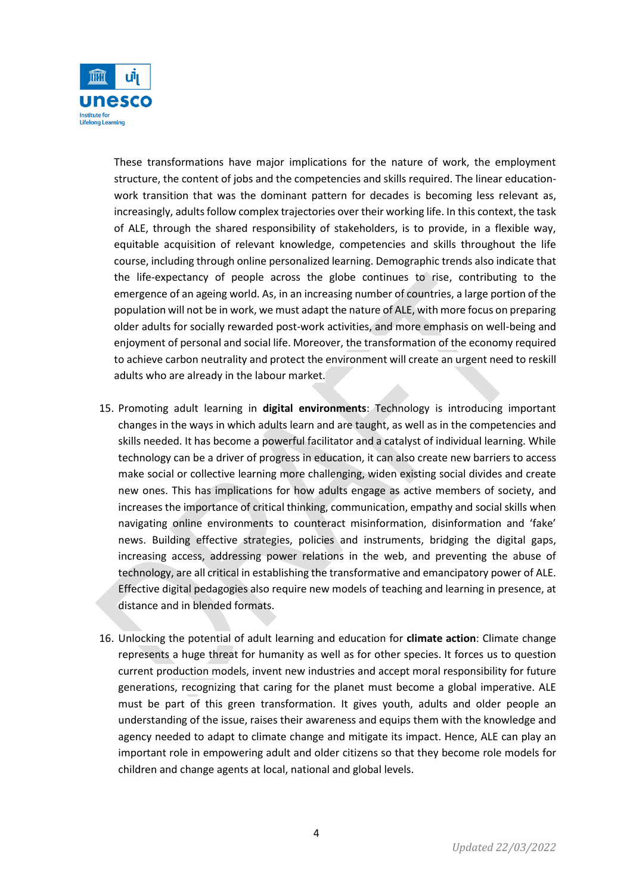These transformations have major implications for the nature of work, the employment structure, the content of jobs and the competencies and skills required. The linear education-work transition that was the dominant pattern for decades is becoming less relevant as, increasingly, adults follow complex trajectories over their working life. In this context, the task of ALE, through the shared responsibility of stakeholders, is to provide, in a flexible way, equitable acquisition of relevant knowledge, competencies and skills throughout the life course, including through online personalized learning. Demographic trends also indicate that the life-expectancy of people across the globe continues to rise, contributing to the emergence of an ageing world. As, in an increasing number of countries, a large portion of the population will not be in work, we must adapt the nature of ALE, with more focus on preparing older adults for socially rewarded post-work activities, and more emphasis on well-being and enjoyment of personal and social life. Moreover, the transformation of the economy required to achieve carbon neutrality and protect the environment will create an urgent need to reskill adults who are already in the labour market.

15. Promoting adult learning in **digital environments**: Technology is introducing important changes in the ways in which adults learn and are taught, as well as in the competencies and skills needed. It has become a powerful facilitator and a catalyst of individual learning. While technology can be a driver of progress in education, it can also create new barriers to access make social or collective learning more challenging, widen existing social divides and create new ones. This has implications for how adults engage as active members of society, and increases the importance of critical thinking, communication, empathy and social skills when navigating online environments to counteract misinformation, disinformation and 'fake' news. Building effective strategies, policies and instruments, bridging the digital gaps, increasing access, addressing power relations in the web, and preventing the abuse of technology, are all critical in establishing the transformative and emancipatory power of ALE. Effective digital pedagogies also require new models of teaching and learning in presence, at distance and in blended formats.

16. Unlocking the potential of adult learning and education for **climate action**: Climate change represents a huge threat for humanity as well as for other species. It forces us to question current production models, invent new industries and accept moral responsibility for future generations, recognizing that caring for the planet must become a global imperative. ALE must be part of this green transformation. It gives youth, adults and older people an understanding of the issue, raises their awareness and equips them with the knowledge and agency needed to adapt to climate change and mitigate its impact. Hence, ALE can play an important role in empowering adult and older citizens so that they become role models for children and change agents at local, national and global levels.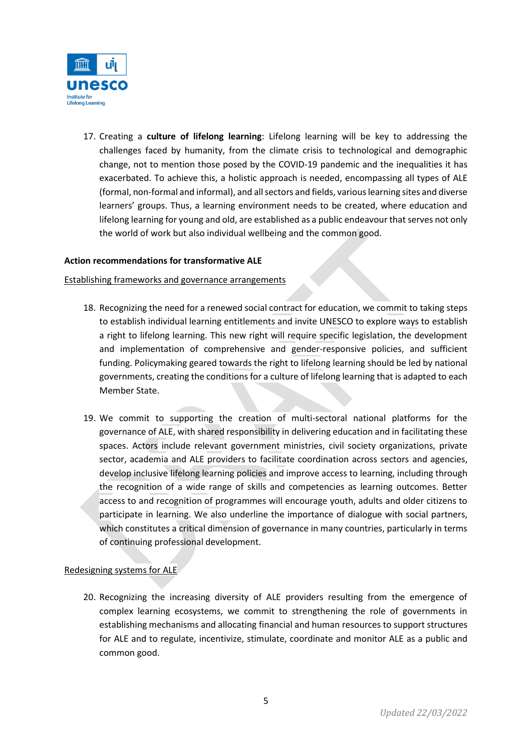17. Creating a **culture of lifelong learning**: Lifelong learning will be key to addressing the challenges faced by humanity, from the climate crisis to technological and demographic change, not to mention those posed by the COVID-19 pandemic and the inequalities it has exacerbated. To achieve this, a holistic approach is needed, encompassing all types of ALE (formal, non-formal and informal), and all sectors and fields, various learning sites and diverse learners' groups. Thus, a learning environment needs to be created, where education and lifelong learning for young and old, are established as a public endeavour that serves not only the world of work but also individual wellbeing and the common good.

**Action recommendations for transformative ALE**

<u>Establishing frameworks and governance arrangements</u>

18. Recognizing the need for a renewed social contract for education, we commit to taking steps to establish individual learning entitlements and invite UNESCO to explore ways to establish a right to lifelong learning. This new right will require specific legislation, the development and implementation of comprehensive and gender-responsive policies, and sufficient funding. Policymaking geared towards the right to lifelong learning should be led by national governments, creating the conditions for a culture of lifelong learning that is adapted to each Member State.

19. We commit to supporting the creation of multi-sectoral national platforms for the governance of ALE, with shared responsibility in delivering education and in facilitating these spaces. Actors include relevant government ministries, civil society organizations, private sector, academia and ALE providers to facilitate coordination across sectors and agencies, develop inclusive lifelong learning policies and improve access to learning, including through the recognition of a wide range of skills and competencies as learning outcomes. Better access to and recognition of programmes will encourage youth, adults and older citizens to participate in learning. We also underline the importance of dialogue with social partners, which constitutes a critical dimension of governance in many countries, particularly in terms of continuing professional development.

<u>Redesigning systems for ALE</u>

20. Recognizing the increasing diversity of ALE providers resulting from the emergence of complex learning ecosystems, we commit to strengthening the role of governments in establishing mechanisms and allocating financial and human resources to support structures for ALE and to regulate, incentivize, stimulate, coordinate and monitor ALE as a public and common good.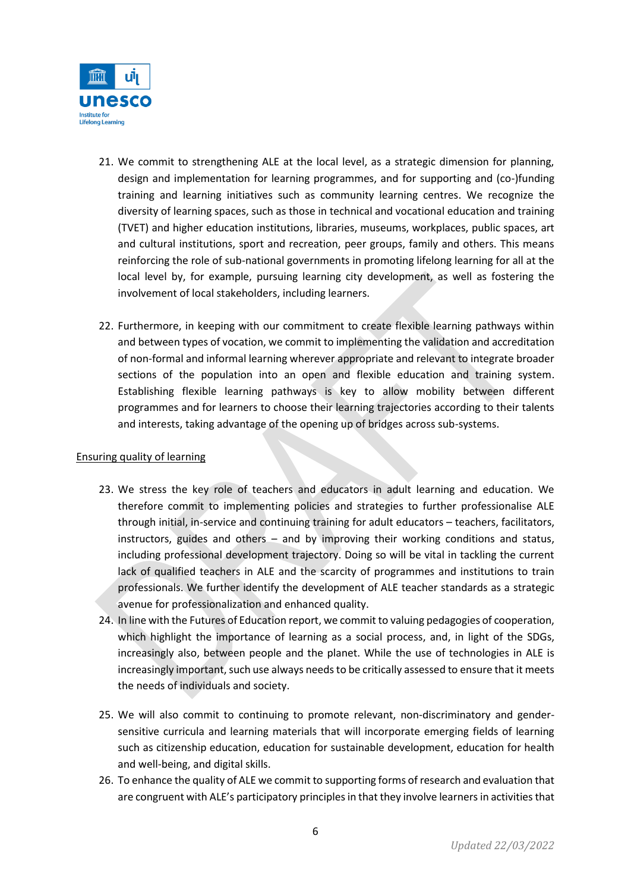21. We commit to strengthening ALE at the local level, as a strategic dimension for planning, design and implementation for learning programmes, and for supporting and (co-)funding training and learning initiatives such as community learning centres. We recognize the diversity of learning spaces, such as those in technical and vocational education and training (TVET) and higher education institutions, libraries, museums, workplaces, public spaces, art and cultural institutions, sport and recreation, peer groups, family and others. This means reinforcing the role of sub-national governments in promoting lifelong learning for all at the local level by, for example, pursuing learning city development, as well as fostering the involvement of local stakeholders, including learners.

22. Furthermore, in keeping with our commitment to create flexible learning pathways within and between types of vocation, we commit to implementing the validation and accreditation of non-formal and informal learning wherever appropriate and relevant to integrate broader sections of the population into an open and flexible education and training system. Establishing flexible learning pathways is key to allow mobility between different programmes and for learners to choose their learning trajectories according to their talents and interests, taking advantage of the opening up of bridges across sub-systems.

<u>Ensuring quality of learning</u>

23. We stress the key role of teachers and educators in adult learning and education. We therefore commit to implementing policies and strategies to further professionalise ALE through initial, in-service and continuing training for adult educators – teachers, facilitators, instructors, guides and others – and by improving their working conditions and status, including professional development trajectory. Doing so will be vital in tackling the current lack of qualified teachers in ALE and the scarcity of programmes and institutions to train professionals. We further identify the development of ALE teacher standards as a strategic avenue for professionalization and enhanced quality.
24. In line with the Futures of Education report, we commit to valuing pedagogies of cooperation, which highlight the importance of learning as a social process, and, in light of the SDGs, increasingly also, between people and the planet. While the use of technologies in ALE is increasingly important, such use always needs to be critically assessed to ensure that it meets the needs of individuals and society.

25. We will also commit to continuing to promote relevant, non-discriminatory and gender-sensitive curricula and learning materials that will incorporate emerging fields of learning such as citizenship education, education for sustainable development, education for health and well-being, and digital skills.
26. To enhance the quality of ALE we commit to supporting forms of research and evaluation that are congruent with ALE's participatory principles in that they involve learners in activities that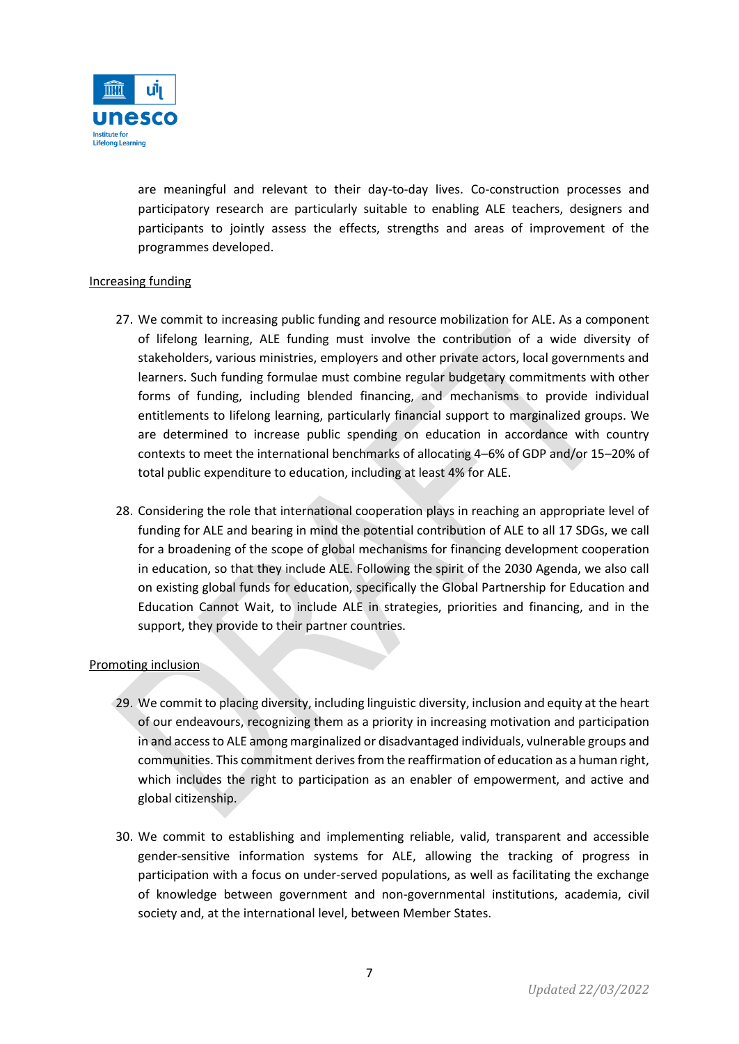are meaningful and relevant to their day-to-day lives. Co-construction processes and participatory research are particularly suitable to enabling ALE teachers, designers and participants to jointly assess the effects, strengths and areas of improvement of the programmes developed.

Increasing funding

27. We commit to increasing public funding and resource mobilization for ALE. As a component of lifelong learning, ALE funding must involve the contribution of a wide diversity of stakeholders, various ministries, employers and other private actors, local governments and learners. Such funding formulae must combine regular budgetary commitments with other forms of funding, including blended financing, and mechanisms to provide individual entitlements to lifelong learning, particularly financial support to marginalized groups. We are determined to increase public spending on education in accordance with country contexts to meet the international benchmarks of allocating 4–6% of GDP and/or 15–20% of total public expenditure to education, including at least 4% for ALE.

28. Considering the role that international cooperation plays in reaching an appropriate level of funding for ALE and bearing in mind the potential contribution of ALE to all 17 SDGs, we call for a broadening of the scope of global mechanisms for financing development cooperation in education, so that they include ALE. Following the spirit of the 2030 Agenda, we also call on existing global funds for education, specifically the Global Partnership for Education and Education Cannot Wait, to include ALE in strategies, priorities and financing, and in the support, they provide to their partner countries.

Promoting inclusion

29. We commit to placing diversity, including linguistic diversity, inclusion and equity at the heart of our endeavours, recognizing them as a priority in increasing motivation and participation in and access to ALE among marginalized or disadvantaged individuals, vulnerable groups and communities. This commitment derives from the reaffirmation of education as a human right, which includes the right to participation as an enabler of empowerment, and active and global citizenship.

30. We commit to establishing and implementing reliable, valid, transparent and accessible gender-sensitive information systems for ALE, allowing the tracking of progress in participation with a focus on under-served populations, as well as facilitating the exchange of knowledge between government and non-governmental institutions, academia, civil society and, at the international level, between Member States.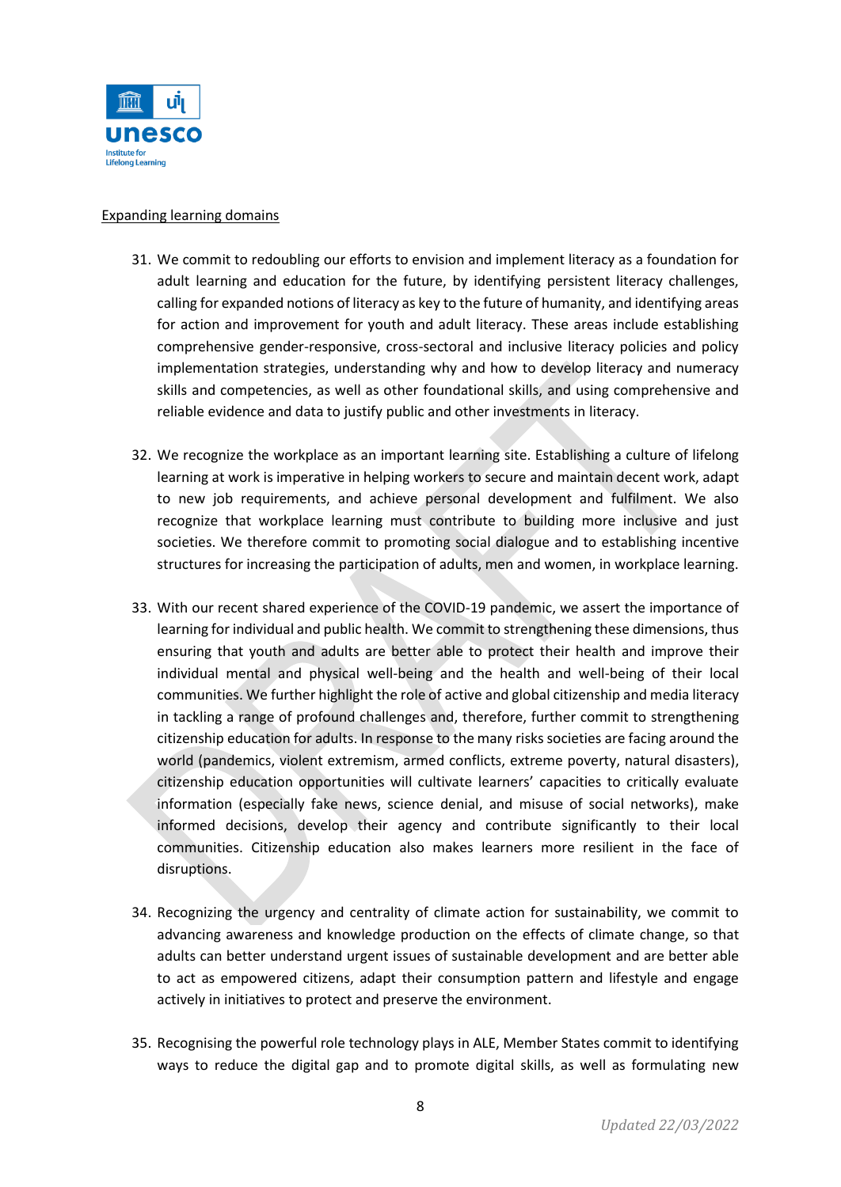Expanding learning domains

31. We commit to redoubling our efforts to envision and implement literacy as a foundation for adult learning and education for the future, by identifying persistent literacy challenges, calling for expanded notions of literacy as key to the future of humanity, and identifying areas for action and improvement for youth and adult literacy. These areas include establishing comprehensive gender-responsive, cross-sectoral and inclusive literacy policies and policy implementation strategies, understanding why and how to develop literacy and numeracy skills and competencies, as well as other foundational skills, and using comprehensive and reliable evidence and data to justify public and other investments in literacy.

32. We recognize the workplace as an important learning site. Establishing a culture of lifelong learning at work is imperative in helping workers to secure and maintain decent work, adapt to new job requirements, and achieve personal development and fulfilment. We also recognize that workplace learning must contribute to building more inclusive and just societies. We therefore commit to promoting social dialogue and to establishing incentive structures for increasing the participation of adults, men and women, in workplace learning.

33. With our recent shared experience of the COVID-19 pandemic, we assert the importance of learning for individual and public health. We commit to strengthening these dimensions, thus ensuring that youth and adults are better able to protect their health and improve their individual mental and physical well-being and the health and well-being of their local communities. We further highlight the role of active and global citizenship and media literacy in tackling a range of profound challenges and, therefore, further commit to strengthening citizenship education for adults. In response to the many risks societies are facing around the world (pandemics, violent extremism, armed conflicts, extreme poverty, natural disasters), citizenship education opportunities will cultivate learners' capacities to critically evaluate information (especially fake news, science denial, and misuse of social networks), make informed decisions, develop their agency and contribute significantly to their local communities. Citizenship education also makes learners more resilient in the face of disruptions.

34. Recognizing the urgency and centrality of climate action for sustainability, we commit to advancing awareness and knowledge production on the effects of climate change, so that adults can better understand urgent issues of sustainable development and are better able to act as empowered citizens, adapt their consumption pattern and lifestyle and engage actively in initiatives to protect and preserve the environment.

35. Recognising the powerful role technology plays in ALE, Member States commit to identifying ways to reduce the digital gap and to promote digital skills, as well as formulating new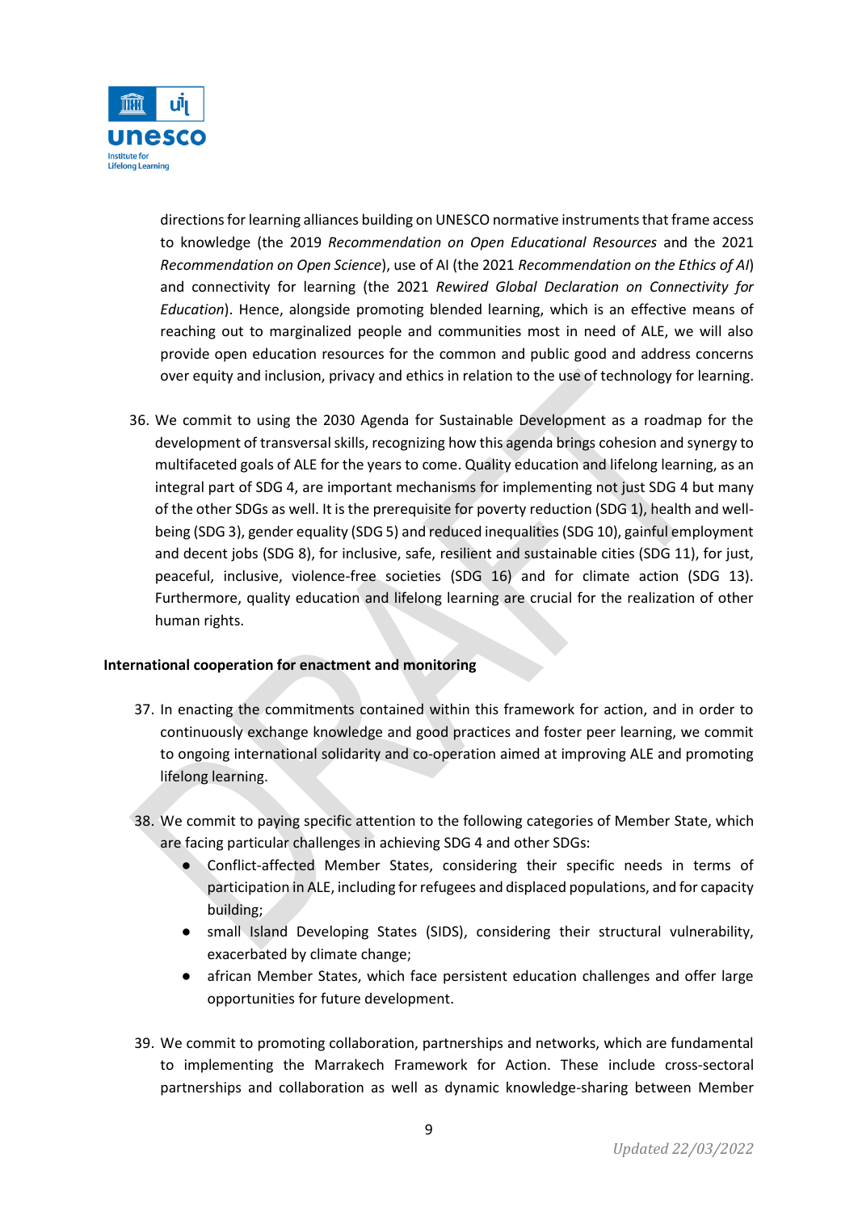directions for learning alliances building on UNESCO normative instruments that frame access to knowledge (the 2019 *Recommendation on Open Educational Resources* and the 2021 *Recommendation on Open Science*), use of AI (the 2021 *Recommendation on the Ethics of AI*) and connectivity for learning (the 2021 *Rewired Global Declaration on Connectivity for Education*). Hence, alongside promoting blended learning, which is an effective means of reaching out to marginalized people and communities most in need of ALE, we will also provide open education resources for the common and public good and address concerns over equity and inclusion, privacy and ethics in relation to the use of technology for learning.

36. We commit to using the 2030 Agenda for Sustainable Development as a roadmap for the development of transversal skills, recognizing how this agenda brings cohesion and synergy to multifaceted goals of ALE for the years to come. Quality education and lifelong learning, as an integral part of SDG 4, are important mechanisms for implementing not just SDG 4 but many of the other SDGs as well. It is the prerequisite for poverty reduction (SDG 1), health and well-being (SDG 3), gender equality (SDG 5) and reduced inequalities (SDG 10), gainful employment and decent jobs (SDG 8), for inclusive, safe, resilient and sustainable cities (SDG 11), for just, peaceful, inclusive, violence-free societies (SDG 16) and for climate action (SDG 13). Furthermore, quality education and lifelong learning are crucial for the realization of other human rights.

**International cooperation for enactment and monitoring**

37. In enacting the commitments contained within this framework for action, and in order to continuously exchange knowledge and good practices and foster peer learning, we commit to ongoing international solidarity and co-operation aimed at improving ALE and promoting lifelong learning.

38. We commit to paying specific attention to the following categories of Member State, which are facing particular challenges in achieving SDG 4 and other SDGs:
    - Conflict-affected Member States, considering their specific needs in terms of participation in ALE, including for refugees and displaced populations, and for capacity building;
    - small Island Developing States (SIDS), considering their structural vulnerability, exacerbated by climate change;
    - african Member States, which face persistent education challenges and offer large opportunities for future development.

39. We commit to promoting collaboration, partnerships and networks, which are fundamental to implementing the Marrakech Framework for Action. These include cross-sectoral partnerships and collaboration as well as dynamic knowledge-sharing between Member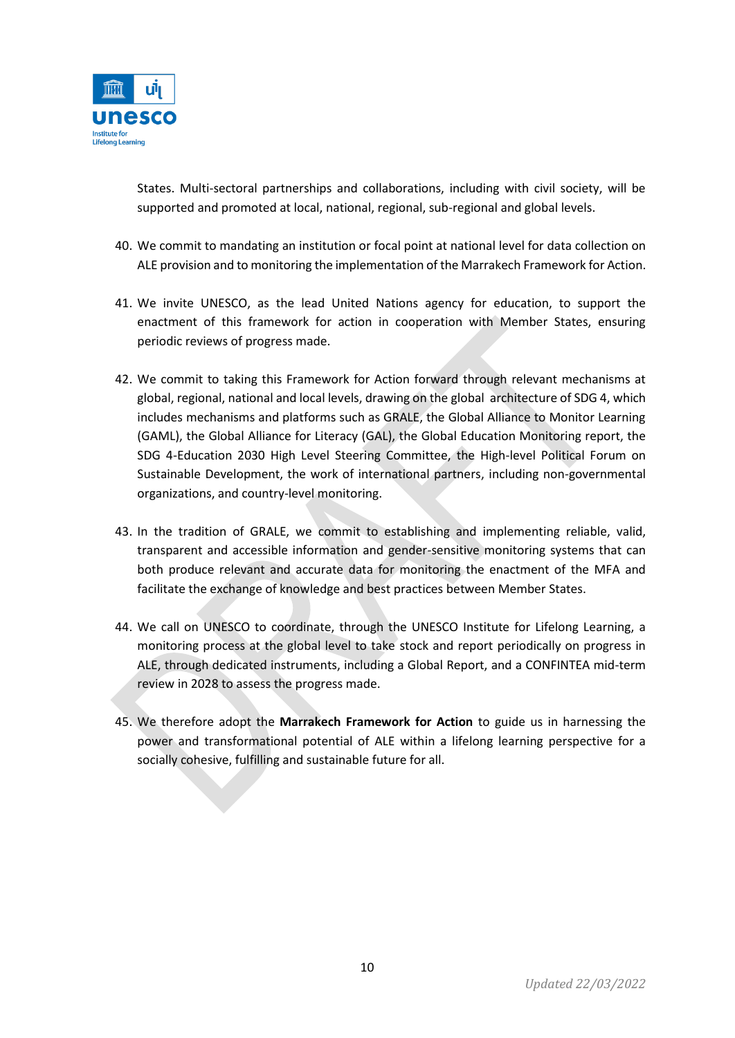States. Multi-sectoral partnerships and collaborations, including with civil society, will be supported and promoted at local, national, regional, sub-regional and global levels.

40. We commit to mandating an institution or focal point at national level for data collection on ALE provision and to monitoring the implementation of the Marrakech Framework for Action.

41. We invite UNESCO, as the lead United Nations agency for education, to support the enactment of this framework for action in cooperation with Member States, ensuring periodic reviews of progress made.

42. We commit to taking this Framework for Action forward through relevant mechanisms at global, regional, national and local levels, drawing on the global architecture of SDG 4, which includes mechanisms and platforms such as GRALE, the Global Alliance to Monitor Learning (GAML), the Global Alliance for Literacy (GAL), the Global Education Monitoring report, the SDG 4-Education 2030 High Level Steering Committee, the High-level Political Forum on Sustainable Development, the work of international partners, including non-governmental organizations, and country-level monitoring.

43. In the tradition of GRALE, we commit to establishing and implementing reliable, valid, transparent and accessible information and gender-sensitive monitoring systems that can both produce relevant and accurate data for monitoring the enactment of the MFA and facilitate the exchange of knowledge and best practices between Member States.

44. We call on UNESCO to coordinate, through the UNESCO Institute for Lifelong Learning, a monitoring process at the global level to take stock and report periodically on progress in ALE, through dedicated instruments, including a Global Report, and a CONFINTEA mid-term review in 2028 to assess the progress made.

45. We therefore adopt the **Marrakech Framework for Action** to guide us in harnessing the power and transformational potential of ALE within a lifelong learning perspective for a socially cohesive, fulfilling and sustainable future for all.

*Updated 22/03/2022*